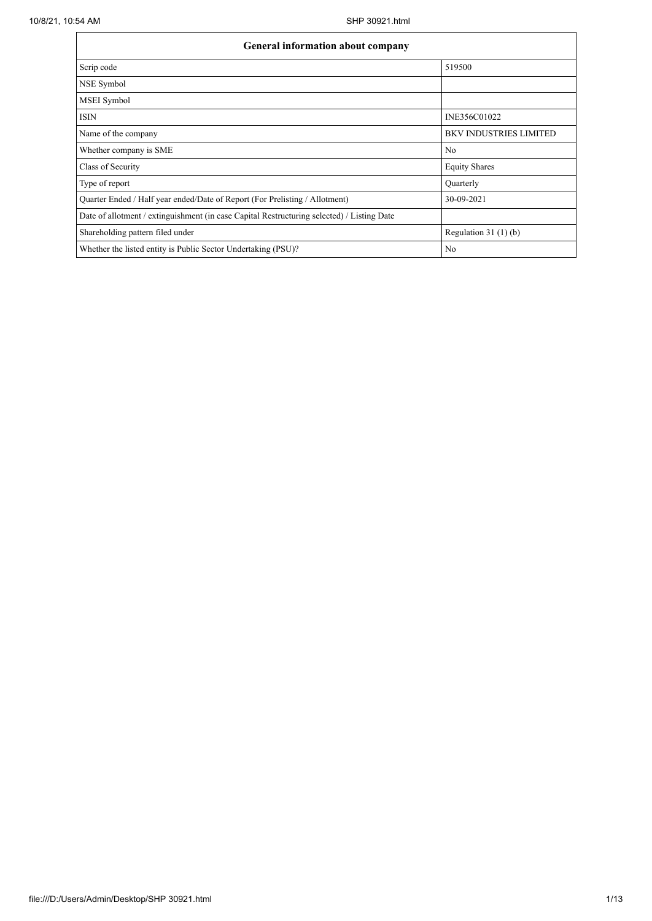| General information about company | |
| --- | --- |
| Scrip code | 519500 |
| NSE Symbol | |
| MSEI Symbol | |
| ISIN | INE356C01022 |
| Name of the company | BKV INDUSTRIES LIMITED |
| Whether company is SME | No |
| Class of Security | Equity Shares |
| Type of report | Quarterly |
| Quarter Ended / Half year ended/Date of Report (For Prelisting / Allotment) | 30-09-2021 |
| Date of allotment / extinguishment (in case Capital Restructuring selected) / Listing Date | |
| Shareholding pattern filed under | Regulation 31 (1) (b) |
| Whether the listed entity is Public Sector Undertaking (PSU)? | No |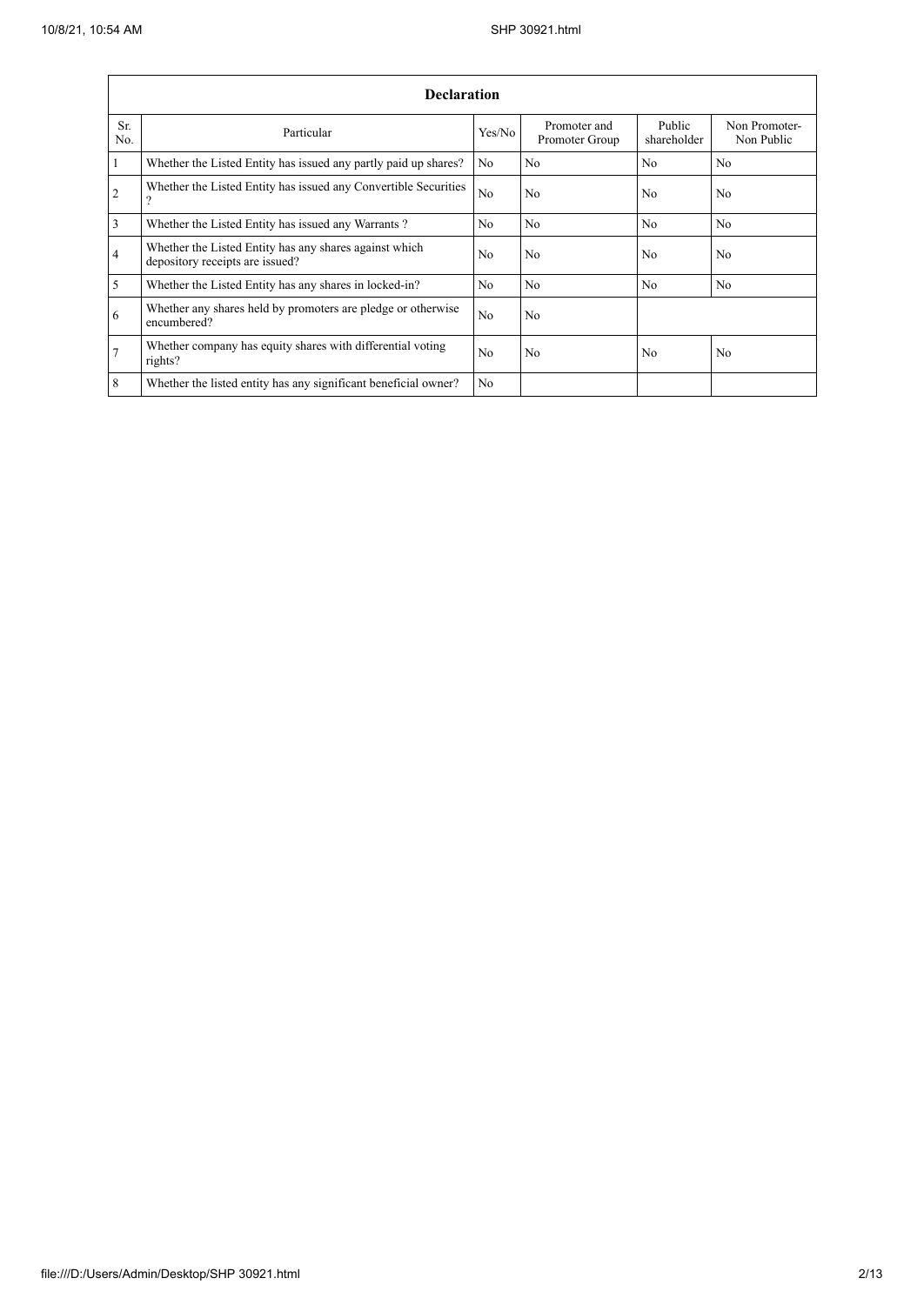| Declaration | | | | | |
|---|---|---|---|---|---|
| Sr. No. | Particular | Yes/No | Promoter and Promoter Group | Public shareholder | Non Promoter- Non Public |
| 1 | Whether the Listed Entity has issued any partly paid up shares? | No | No | No | No |
| 2 | Whether the Listed Entity has issued any Convertible Securities ? | No | No | No | No |
| 3 | Whether the Listed Entity has issued any Warrants ? | No | No | No | No |
| 4 | Whether the Listed Entity has any shares against which depository receipts are issued? | No | No | No | No |
| 5 | Whether the Listed Entity has any shares in locked-in? | No | No | No | No |
| 6 | Whether any shares held by promoters are pledge or otherwise encumbered? | No | No | | |
| 7 | Whether company has equity shares with differential voting rights? | No | No | No | No |
| 8 | Whether the listed entity has any significant beneficial owner? | No | | | |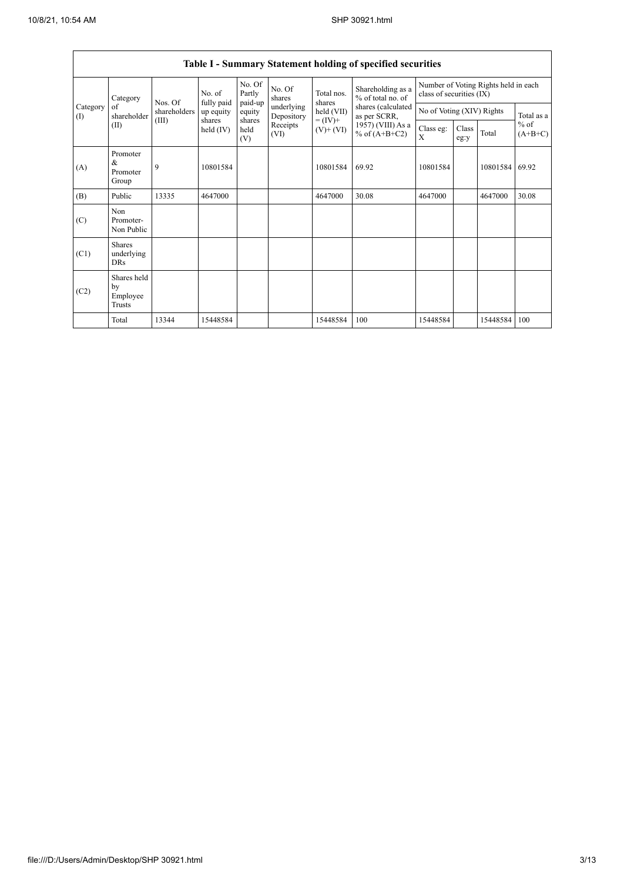| Table I - Summary Statement holding of specified securities | | | | | | | | | | | | |
|---|---|---|---|---|---|---|---|---|---|---|---|---|
| Category (I) | Category of shareholder (II) | Nos. Of shareholders (III) | No. of fully paid up equity shares held (IV) | No. Of Partly paid-up equity shares held (V) | No. Of shares underlying Depository Receipts (VI) | Total nos. shares held (VII) = (IV)+ (V)+ (VI) | Shareholding as a % of total no. of shares (calculated as per SCRR, 1957) (VIII) As a % of (A+B+C2) | Number of Voting Rights held in each class of securities (IX) | | | |
| | | | | | | | | No of Voting (XIV) Rights | | | Total as a % of (A+B+C) |
| | | | | | | | | Class eg: X | Class eg:y | Total | |
| (A) | Promoter & Promoter Group | 9 | 10801584 | | | 10801584 | 69.92 | 10801584 | | 10801584 | 69.92 |
| (B) | Public | 13335 | 4647000 | | | 4647000 | 30.08 | 4647000 | | 4647000 | 30.08 |
| (C) | Non Promoter- Non Public | | | | | | | | | | |
| (C1) | Shares underlying DRs | | | | | | | | | | |
| (C2) | Shares held by Employee Trusts | | | | | | | | | | |
| | Total | 13344 | 15448584 | | | 15448584 | 100 | 15448584 | | 15448584 | 100 |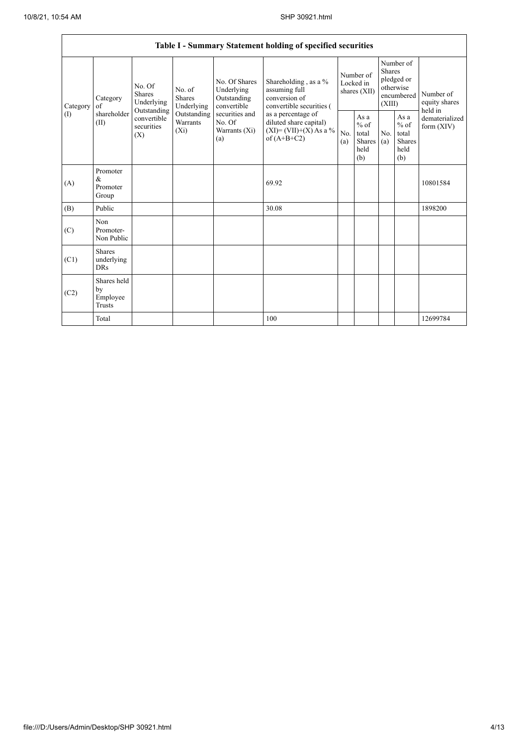| Table I - Summary Statement holding of specified securities | | | | | | | | | | | |
|---|---|---|---|---|---|---|---|---|---|---|---|
| Category (I) | Category of shareholder (II) | No. Of Shares Underlying Outstanding convertible securities (X) | No. of Shares Underlying Outstanding Warrants (Xi) | No. Of Shares Underlying Outstanding convertible securities and No. Of Warrants (Xi) (a) | Shareholding , as a % assuming full conversion of convertible securities ( as a percentage of diluted share capital) (XI)= (VII)+(X) As a % of (A+B+C2) | Number of Locked in shares (XII) | | Number of Shares pledged or otherwise encumbered (XIII) | | Number of equity shares held in dematerialized form (XIV) |
| | | | | | | No. (a) | As a % of total Shares held (b) | No. (a) | As a % of total Shares held (b) | |
| (A) | Promoter & Promoter Group | | | | 69.92 | | | | | 10801584 |
| (B) | Public | | | | 30.08 | | | | | 1898200 |
| (C) | Non Promoter- Non Public | | | | | | | | | |
| (C1) | Shares underlying DRs | | | | | | | | | |
| (C2) | Shares held by Employee Trusts | | | | | | | | | |
| | Total | | | | 100 | | | | | 12699784 |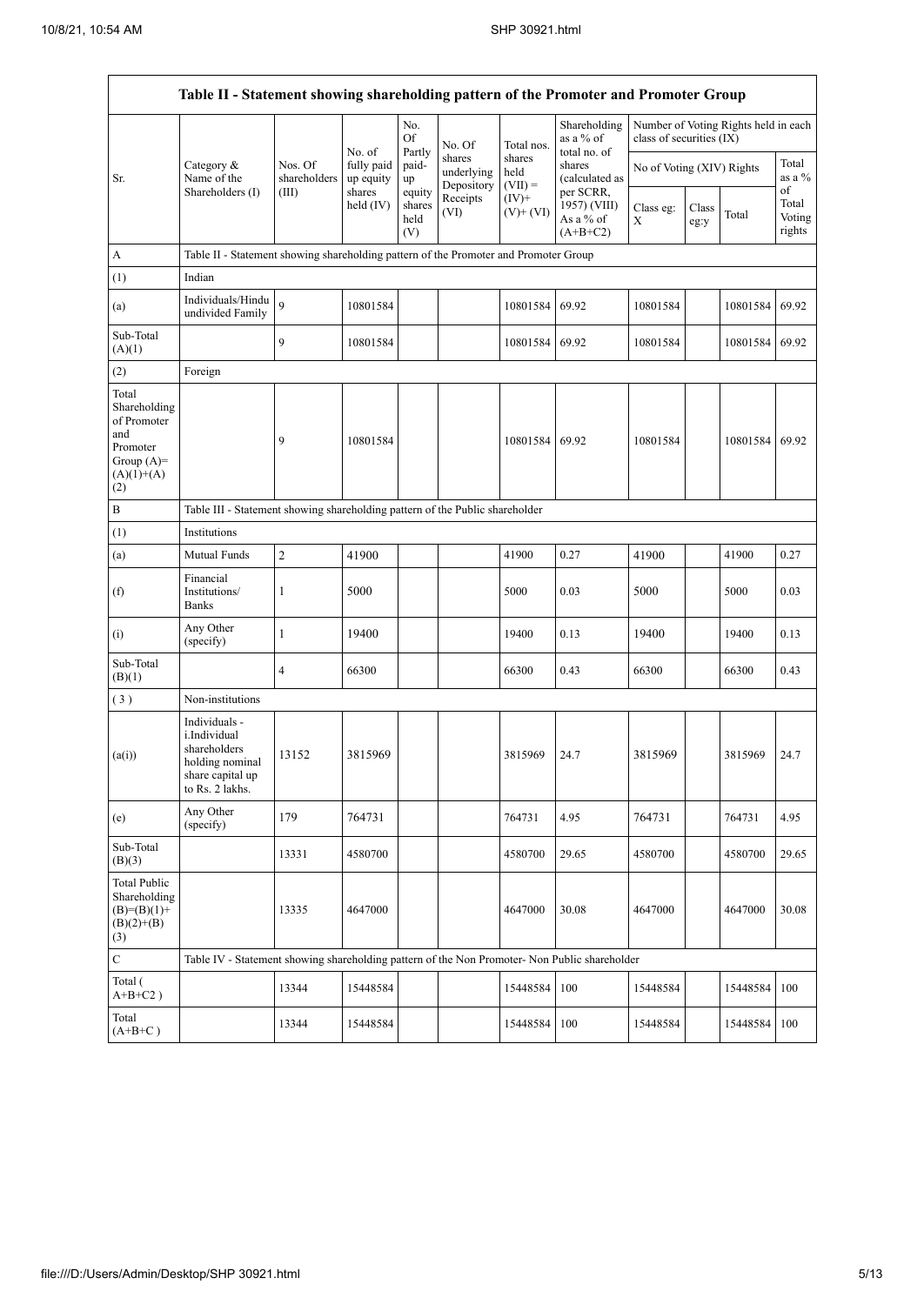| Table II - Statement showing shareholding pattern of the Promoter and Promoter Group | | | | | | | | | | | |
|---|---|---|---|---|---|---|---|---|---|---|---|
| Sr. | Category & Name of the Shareholders (I) | Nos. Of shareholders (III) | No. of fully paid up equity shares held (IV) | No. Of Partly paid-up equity shares held (V) | No. Of shares underlying Depository Receipts (VI) | Total nos. shares held (VII) = (IV)+ (V)+ (VI) | Shareholding as a % of total no. of shares (calculated as per SCRR, 1957) (VIII) As a % of (A+B+C2) | Number of Voting Rights held in each class of securities (IX) | | | |
| | | | | | | | | No of Voting (XIV) Rights | | | Total as a % of Total Voting rights |
| | | | | | | | | Class eg: X | Class eg:y | Total | |
| A | Table II - Statement showing shareholding pattern of the Promoter and Promoter Group | | | | | | | | | | |
| (1) | Indian | | | | | | | | | | |
| (a) | Individuals/Hindu undivided Family | 9 | 10801584 | | | 10801584 | 69.92 | 10801584 | | 10801584 | 69.92 |
| Sub-Total (A)(1) | | 9 | 10801584 | | | 10801584 | 69.92 | 10801584 | | 10801584 | 69.92 |
| (2) | Foreign | | | | | | | | | | |
| Total Shareholding of Promoter and Promoter Group (A)=(A)(1)+(A)(2) | | 9 | 10801584 | | | 10801584 | 69.92 | 10801584 | | 10801584 | 69.92 |
| B | Table III - Statement showing shareholding pattern of the Public shareholder | | | | | | | | | | |
| (1) | Institutions | | | | | | | | | | |
| (a) | Mutual Funds | 2 | 41900 | | | 41900 | 0.27 | 41900 | | 41900 | 0.27 |
| (f) | Financial Institutions/ Banks | 1 | 5000 | | | 5000 | 0.03 | 5000 | | 5000 | 0.03 |
| (i) | Any Other (specify) | 1 | 19400 | | | 19400 | 0.13 | 19400 | | 19400 | 0.13 |
| Sub-Total (B)(1) | | 4 | 66300 | | | 66300 | 0.43 | 66300 | | 66300 | 0.43 |
| (3) | Non-institutions | | | | | | | | | | |
| (a(i)) | Individuals - i.Individual shareholders holding nominal share capital up to Rs. 2 lakhs. | 13152 | 3815969 | | | 3815969 | 24.7 | 3815969 | | 3815969 | 24.7 |
| (e) | Any Other (specify) | 179 | 764731 | | | 764731 | 4.95 | 764731 | | 764731 | 4.95 |
| Sub-Total (B)(3) | | 13331 | 4580700 | | | 4580700 | 29.65 | 4580700 | | 4580700 | 29.65 |
| Total Public Shareholding (B)=(B)(1)+(B)(2)+(B)(3) | | 13335 | 4647000 | | | 4647000 | 30.08 | 4647000 | | 4647000 | 30.08 |
| C | Table IV - Statement showing shareholding pattern of the Non Promoter- Non Public shareholder | | | | | | | | | | |
| Total ( A+B+C2 ) | | 13344 | 15448584 | | | 15448584 | 100 | 15448584 | | 15448584 | 100 |
| Total (A+B+C ) | | 13344 | 15448584 | | | 15448584 | 100 | 15448584 | | 15448584 | 100 |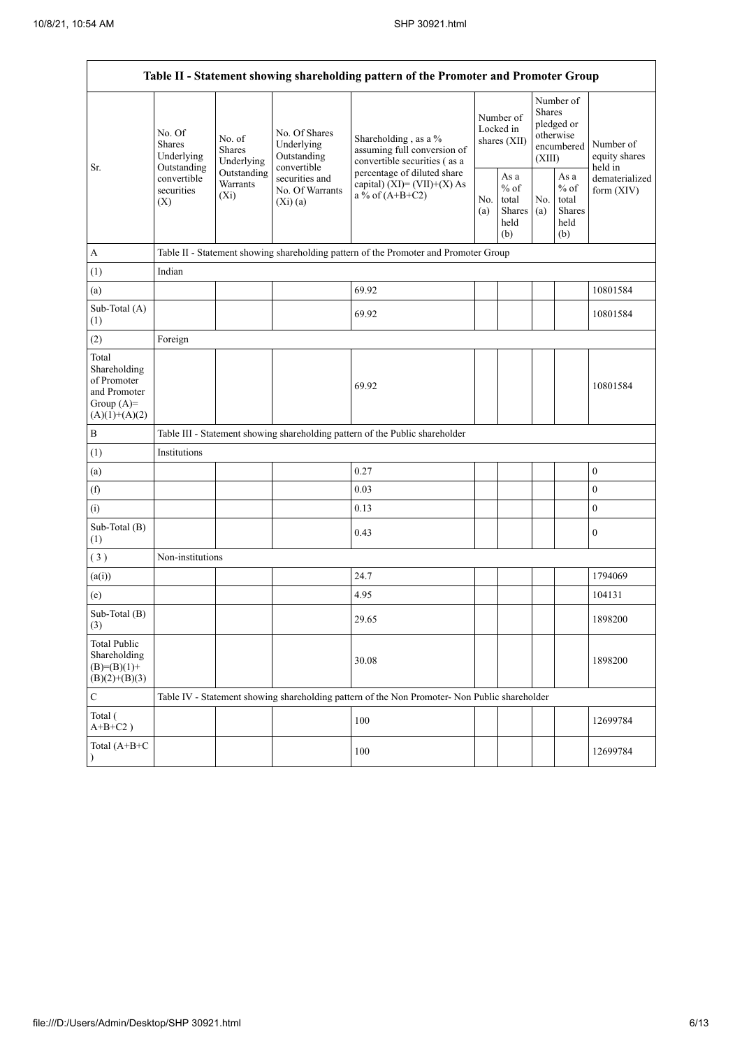| Table II - Statement showing shareholding pattern of the Promoter and Promoter Group | | | | | | | | | |
|---|---|---|---|---|---|---|---|---|---|
| Sr. | No. Of Shares Underlying Outstanding convertible securities (X) | No. of Shares Underlying Outstanding Warrants (Xi) | No. Of Shares Underlying Outstanding convertible securities and No. Of Warrants (Xi) (a) | Shareholding , as a % assuming full conversion of convertible securities ( as a percentage of diluted share capital) (XI)= (VII)+(X) As a % of (A+B+C2) | Number of Locked in shares (XII) | | Number of Shares pledged or otherwise encumbered (XIII) | | Number of equity shares held in dematerialized form (XIV) |
| | | | | | No. (a) | As a % of total Shares held (b) | No. (a) | As a % of total Shares held (b) | |
| A | Table II - Statement showing shareholding pattern of the Promoter and Promoter Group | | | | | | | | |
| (1) | Indian | | | | | | | | |
| (a) | | | | 69.92 | | | | | 10801584 |
| Sub-Total (A) (1) | | | | 69.92 | | | | | 10801584 |
| (2) | Foreign | | | | | | | | |
| Total Shareholding of Promoter and Promoter Group (A)= (A)(1)+(A)(2) | | | | 69.92 | | | | | 10801584 |
| B | Table III - Statement showing shareholding pattern of the Public shareholder | | | | | | | | |
| (1) | Institutions | | | | | | | | |
| (a) | | | | 0.27 | | | | | 0 |
| (f) | | | | 0.03 | | | | | 0 |
| (i) | | | | 0.13 | | | | | 0 |
| Sub-Total (B) (1) | | | | 0.43 | | | | | 0 |
| ( 3 ) | Non-institutions | | | | | | | | |
| (a(i)) | | | | 24.7 | | | | | 1794069 |
| (e) | | | | 4.95 | | | | | 104131 |
| Sub-Total (B) (3) | | | | 29.65 | | | | | 1898200 |
| Total Public Shareholding (B)=(B)(1)+(B)(2)+(B)(3) | | | | 30.08 | | | | | 1898200 |
| C | Table IV - Statement showing shareholding pattern of the Non Promoter- Non Public shareholder | | | | | | | | |
| Total ( A+B+C2 ) | | | | 100 | | | | | 12699784 |
| Total (A+B+C ) | | | | 100 | | | | | 12699784 |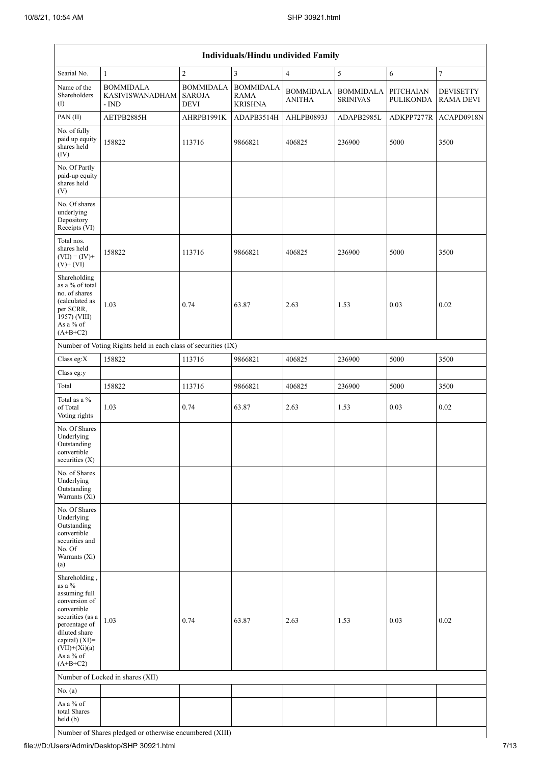| Individuals/Hindu undivided Family | | | | | | | |
|---|---|---|---|---|---|---|---|
| Searial No. | 1 | 2 | 3 | 4 | 5 | 6 | 7 |
| Name of the Shareholders (I) | BOMMIDALA KASIVISWANADHAM - IND | BOMMIDALA SAROJA DEVI | BOMMIDALA RAMA KRISHNA | BOMMIDALA ANITHA | BOMMIDALA SRINIVAS | PITCHAIAN PULIKONDA | DEVISETTY RAMA DEVI |
| PAN (II) | AETPB2885H | AHRPB1991K | ADAPB3514H | AHLPB0893J | ADAPB2985L | ADKPP7277R | ACAPD0918N |
| No. of fully paid up equity shares held (IV) | 158822 | 113716 | 9866821 | 406825 | 236900 | 5000 | 3500 |
| No. Of Partly paid-up equity shares held (V) | | | | | | | |
| No. Of shares underlying Depository Receipts (VI) | | | | | | | |
| Total nos. shares held (VII) = (IV)+ (V)+ (VI) | 158822 | 113716 | 9866821 | 406825 | 236900 | 5000 | 3500 |
| Shareholding as a % of total no. of shares (calculated as per SCRR, 1957) (VIII) As a % of (A+B+C2) | 1.03 | 0.74 | 63.87 | 2.63 | 1.53 | 0.03 | 0.02 |
| Number of Voting Rights held in each class of securities (IX) | | | | | | | |
| Class eg:X | 158822 | 113716 | 9866821 | 406825 | 236900 | 5000 | 3500 |
| Class eg:y | | | | | | | |
| Total | 158822 | 113716 | 9866821 | 406825 | 236900 | 5000 | 3500 |
| Total as a % of Total Voting rights | 1.03 | 0.74 | 63.87 | 2.63 | 1.53 | 0.03 | 0.02 |
| No. Of Shares Underlying Outstanding convertible securities (X) | | | | | | | |
| No. of Shares Underlying Outstanding Warrants (Xi) | | | | | | | |
| No. Of Shares Underlying Outstanding convertible securities and No. Of Warrants (Xi) (a) | | | | | | | |
| Shareholding , as a % assuming full conversion of convertible securities (as a percentage of diluted share capital) (XI)= (VII)+(Xi)(a) As a % of (A+B+C2) | 1.03 | 0.74 | 63.87 | 2.63 | 1.53 | 0.03 | 0.02 |
| Number of Locked in shares (XII) | | | | | | | |
| No. (a) | | | | | | | |
| As a % of total Shares held (b) | | | | | | | |
| Number of Shares pledged or otherwise encumbered (XIII) | | | | | | | |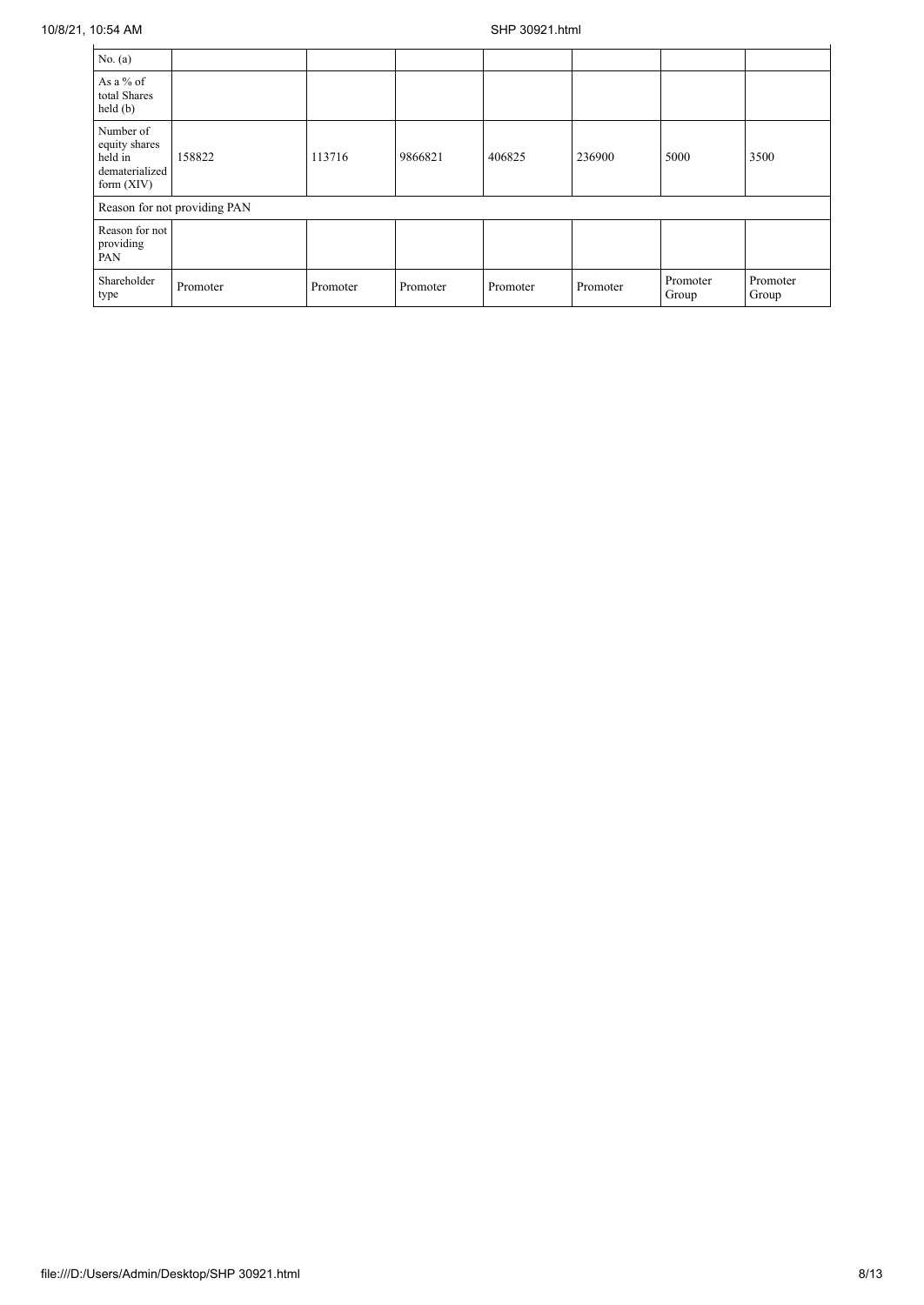| No. (a) | | | | | | | |
|---|---|---|---|---|---|---|---|
| As a % of total Shares held (b) | | | | | | | |
| Number of equity shares held in dematerialized form (XIV) | 158822 | 113716 | 9866821 | 406825 | 236900 | 5000 | 3500 |
| Reason for not providing PAN | | | | | | | |
| Reason for not providing PAN | | | | | | | |
| Shareholder type | Promoter | Promoter | Promoter | Promoter | Promoter | Promoter Group | Promoter Group |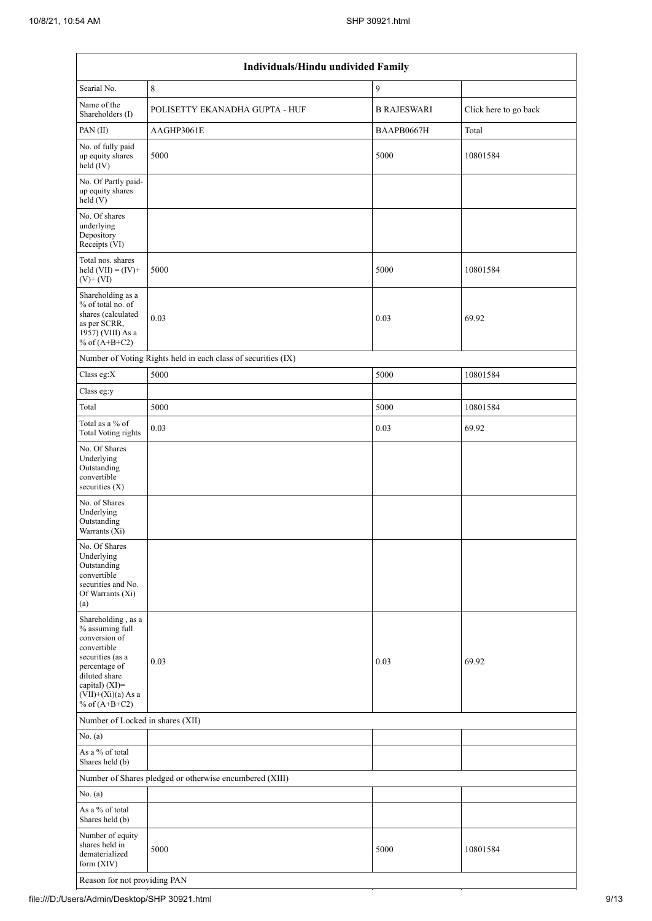| Individuals/Hindu undivided Family | | | |
|---|---|---|---|
| Searial No. | 8 | 9 | |
| Name of the Shareholders (I) | POLISETTY EKANADHA GUPTA - HUF | B RAJESWARI | Click here to go back |
| PAN (II) | AAGHP3061E | BAAPB0667H | Total |
| No. of fully paid up equity shares held (IV) | 5000 | 5000 | 10801584 |
| No. Of Partly paid-up equity shares held (V) | | | |
| No. Of shares underlying Depository Receipts (VI) | | | |
| Total nos. shares held (VII) = (IV)+(V)+ (VI) | 5000 | 5000 | 10801584 |
| Shareholding as a % of total no. of shares (calculated as per SCRR, 1957) (VIII) As a % of (A+B+C2) | 0.03 | 0.03 | 69.92 |
| Number of Voting Rights held in each class of securities (IX) | | | |
| Class eg:X | 5000 | 5000 | 10801584 |
| Class eg:y | | | |
| Total | 5000 | 5000 | 10801584 |
| Total as a % of Total Voting rights | 0.03 | 0.03 | 69.92 |
| No. Of Shares Underlying Outstanding convertible securities (X) | | | |
| No. of Shares Underlying Outstanding Warrants (Xi) | | | |
| No. Of Shares Underlying Outstanding convertible securities and No. Of Warrants (Xi) (a) | | | |
| Shareholding , as a % assuming full conversion of convertible securities (as a percentage of diluted share capital) (XI)= (VII)+(Xi)(a) As a % of (A+B+C2) | 0.03 | 0.03 | 69.92 |
| Number of Locked in shares (XII) | | | |
| No. (a) | | | |
| As a % of total Shares held (b) | | | |
| Number of Shares pledged or otherwise encumbered (XIII) | | | |
| No. (a) | | | |
| As a % of total Shares held (b) | | | |
| Number of equity shares held in dematerialized form (XIV) | 5000 | 5000 | 10801584 |
| Reason for not providing PAN | | | |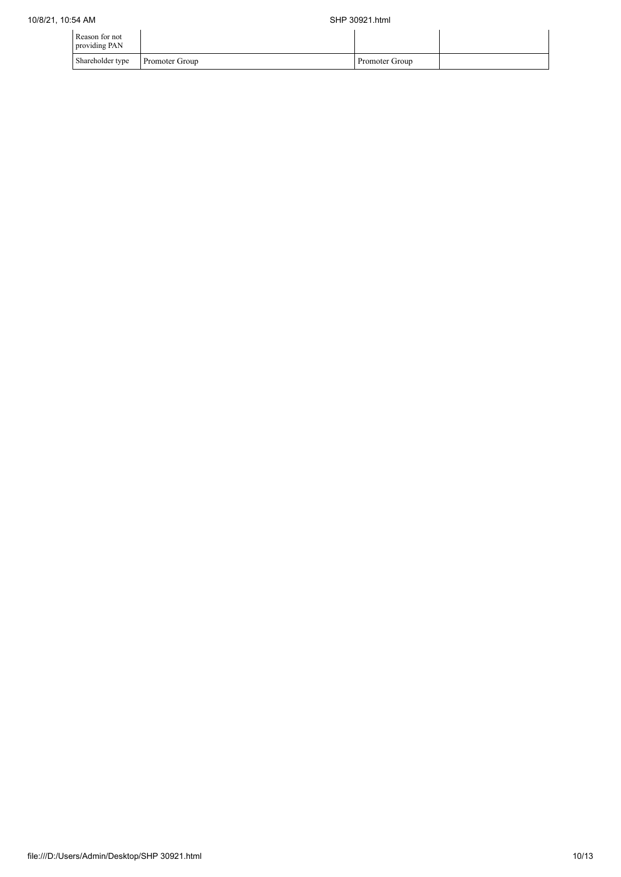| | | | |
|---|---|---|---|
| Reason for not providing PAN | | | |
| Shareholder type | Promoter Group | Promoter Group | |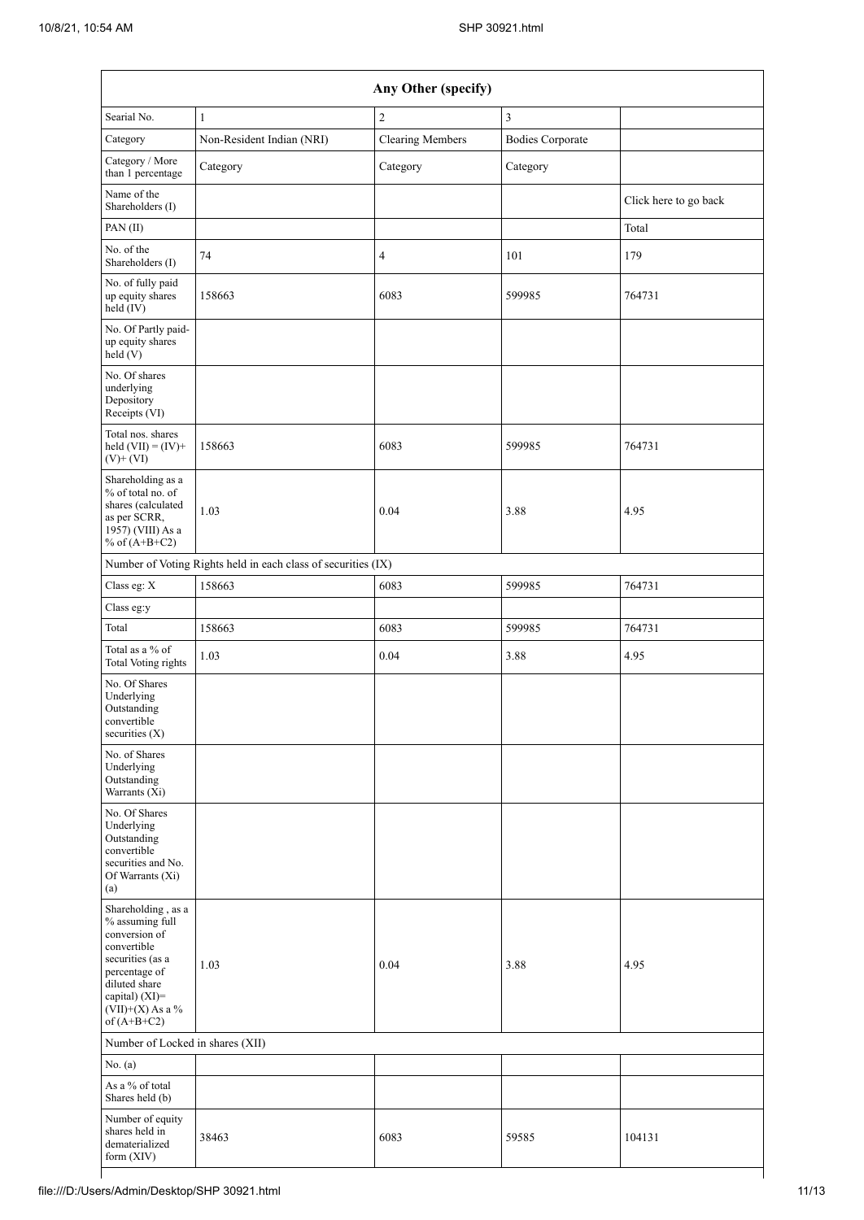| Any Other (specify) | | | | |
|---|---|---|---|---|
| Searial No. | 1 | 2 | 3 | |
| Category | Non-Resident Indian (NRI) | Clearing Members | Bodies Corporate | |
| Category / More than 1 percentage | Category | Category | Category | |
| Name of the Shareholders (I) | | | | Click here to go back |
| PAN (II) | | | | Total |
| No. of the Shareholders (I) | 74 | 4 | 101 | 179 |
| No. of fully paid up equity shares held (IV) | 158663 | 6083 | 599985 | 764731 |
| No. Of Partly paid-up equity shares held (V) | | | | |
| No. Of shares underlying Depository Receipts (VI) | | | | |
| Total nos. shares held (VII) = (IV)+ (V)+ (VI) | 158663 | 6083 | 599985 | 764731 |
| Shareholding as a % of total no. of shares (calculated as per SCRR, 1957) (VIII) As a % of (A+B+C2) | 1.03 | 0.04 | 3.88 | 4.95 |
| Number of Voting Rights held in each class of securities (IX) | | | | |
| Class eg: X | 158663 | 6083 | 599985 | 764731 |
| Class eg:y | | | | |
| Total | 158663 | 6083 | 599985 | 764731 |
| Total as a % of Total Voting rights | 1.03 | 0.04 | 3.88 | 4.95 |
| No. Of Shares Underlying Outstanding convertible securities (X) | | | | |
| No. of Shares Underlying Outstanding Warrants (Xi) | | | | |
| No. Of Shares Underlying Outstanding convertible securities and No. Of Warrants (Xi) (a) | | | | |
| Shareholding , as a % assuming full conversion of convertible securities (as a percentage of diluted share capital) (XI)= (VII)+(X) As a % of (A+B+C2) | 1.03 | 0.04 | 3.88 | 4.95 |
| Number of Locked in shares (XII) | | | | |
| No. (a) | | | | |
| As a % of total Shares held (b) | | | | |
| Number of equity shares held in dematerialized form (XIV) | 38463 | 6083 | 59585 | 104131 |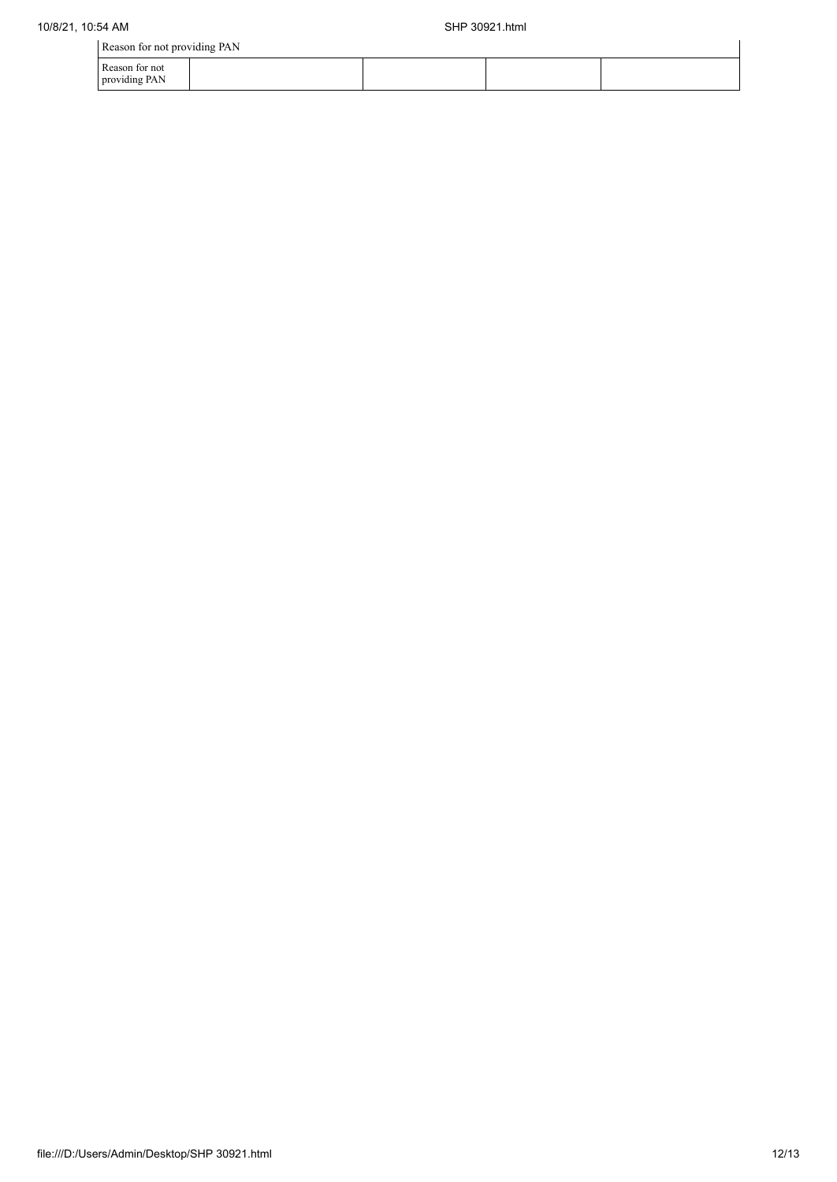| Reason for not providing PAN | | | | |
|---|---|---|---|---|
| Reason for not providing PAN | | | | |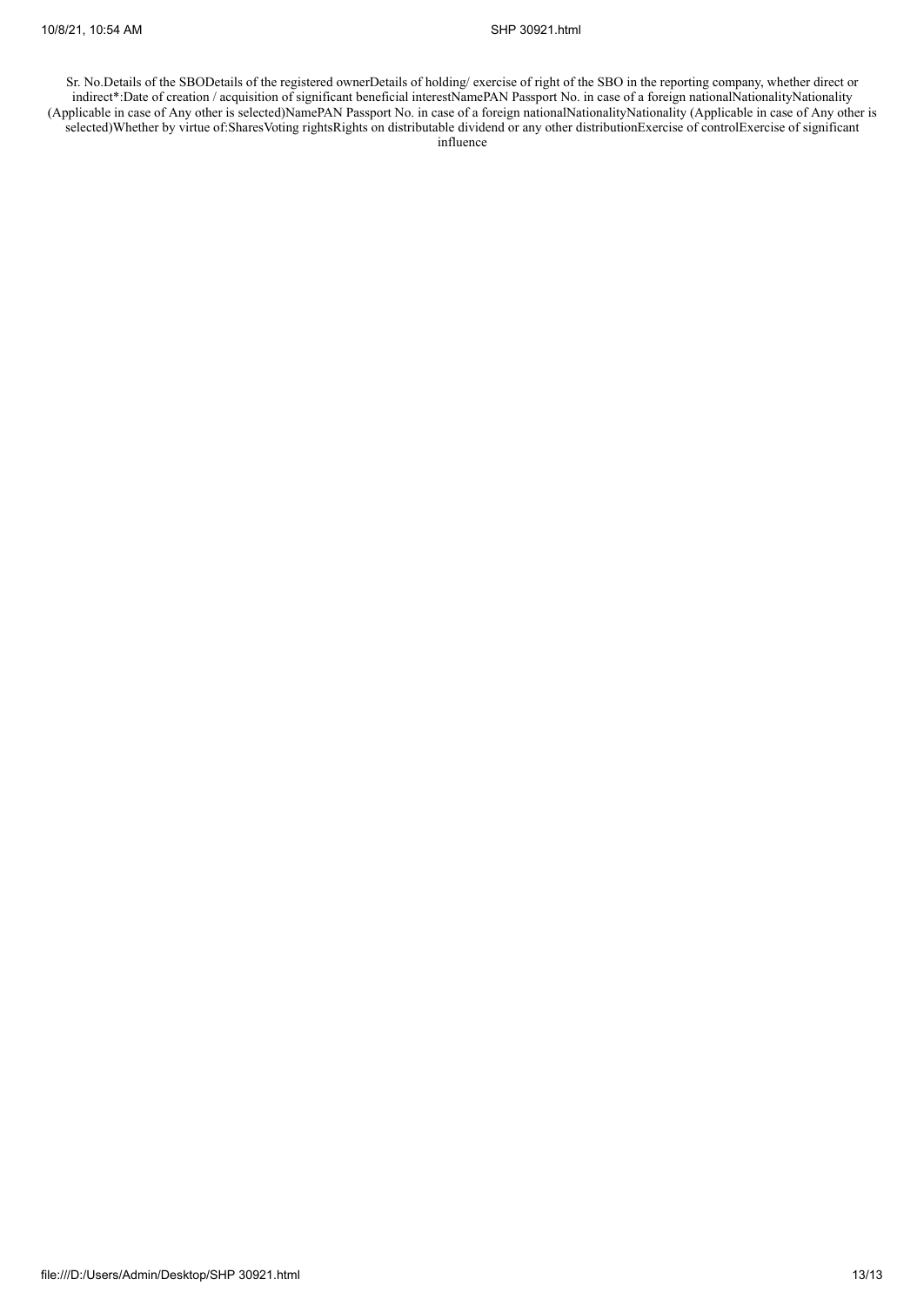Sr. No.Details of the SBODetails of the registered ownerDetails of holding/ exercise of right of the SBO in the reporting company, whether direct or indirect*:Date of creation / acquisition of significant beneficial interestNamePAN Passport No. in case of a foreign nationalNationalityNationality (Applicable in case of Any other is selected)NamePAN Passport No. in case of a foreign nationalNationalityNationality (Applicable in case of Any other is selected)Whether by virtue of:SharesVoting rightsRights on distributable dividend or any other distributionExercise of controlExercise of significant influence